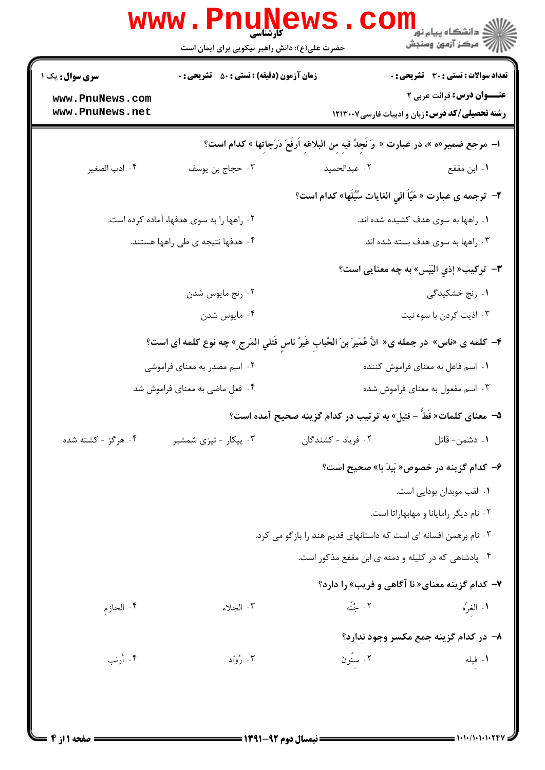**تعداد سوالات: تستی: ۳۰ تشریحی: ۰**

**زمان آزمون (دقیقه): تستی: ۵۰ تشریحی: ۰**

**سری سوال: یک ۱**

**عنـــوان درس:** قرائت عربی ۲

**رشته تحصیلی/کد درس:** زبان و ادبیات فارسی ۱۲۱۳۰۰۷

۱- مرجع ضمیر«ه »، در عبارت « وَ نَجِدُ فیهِ من البلاغهِ اَرفَعَ دَرَجاتها » کدام است؟

۱. ابن مقفع
۲. عبدالحمید
۳. حجاج بن یوسف
۴. ادب الصغیر

۲- ترجمه ی عبارت « هَیّاَ الی الغایات سُبُلَها» کدام است؟

۱. راهها به سوی هدف کشیده شده اند.
۲. راهها را به سوی هدفها، آماده کرده است.
۳. راهها به سوی هدف بسته شده اند.
۴. هدفها نتیجه ی طی راهها هستند.

۳- ترکیب« إذي الیَبَس» به چه معنایی است؟

۱. رنج خشکیدگی
۲. رنج مایوس شدن
۳. اذیت کردن با سوء نیت
۴. مایوس شدن

۴- کلمه ی «ناس» در جمله ی« انَّ عُمَیرَ بنَ الحُباب غَیرُ ناسٍ قَتلي المَرجِ » چه نوع کلمه ای است؟

۱. اسم فاعل به معنای فراموش کننده
۲. اسم مصدر به معنای فراموشی
۳. اسم مفعول به معنای فراموش شده
۴. فعل ماضی به معنای فراموش شد

۵- معنای کلمات« قَطُّ - قتیل» به ترتیب در کدام گزینه صحیح آمده است؟

۱. دشمن- قاتل
۲. فریاد - کشندگان
۳. پیکار - تیزی شمشیر
۴. هرگز - کشته شده

۶- کدام گزینه در خصوص« بَیدَ با» صحیح است؟

۱. لقب موبدان بودایی است.
۲. نام دیگر رامایانا و مهابهاراتا است.
۳. نام برهمن افسانه ای است که داستانهای قدیم هند را بازگو می کرد.
۴. پادشاهی که در کلیله و دمنه ی ابن مقفع مذکور است.

۷- کدام گزینه معنای« نا آگاهی و فریب» را دارد؟

۱. الغِرِّه
۲. جُنَّه
۳. الجلاء
۴. الحازم

۸- در کدام گزینه جمع مکسر وجود ندارد؟

۱. فِیله
۲. سِنُون
۳. رُوّاد
۴. أرنب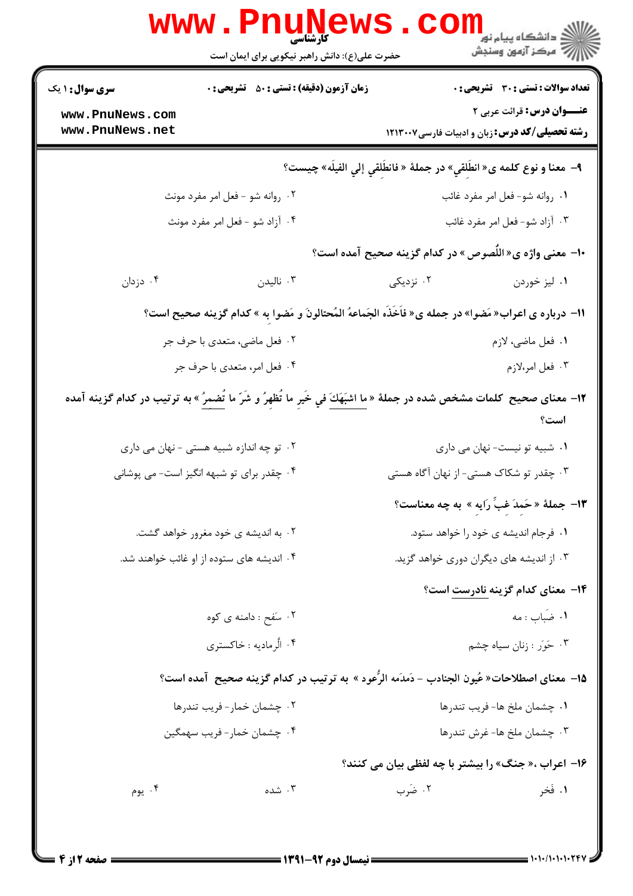**۹- معنا و نوع کلمه ی« انطَلِقي» در جملهٔ « فانطَلِقي إلي الفيلَه» چیست؟**

۱. روانه شو- فعل امر مفرد غائب

۲. روانه شو - فعل امر مفرد مونث

۳. آزاد شو- فعل امر مفرد غائب

۴. آزاد شو - فعل امر مفرد مونث

**۱۰- معنی واژه ی« اللُّصوص » در کدام گزینه صحیح آمده است؟**

۱. لیز خوردن

۲. نزدیکی

۳. نالیدن

۴. دزدان

**۱۱- درباره ی اعراب« مَضوا» در جمله ی« فَأخَذَه الجَماعهُ المُحتالونَ و مَضوا به » کدام گزینه صحیح است؟**

۱. فعل ماضی، لازم

۲. فعل ماضی، متعدی با حرف جر

۳. فعل امر،لازم

۴. فعل امر، متعدی با حرف جر

**۱۲- معنای صحیح کلمات مشخص شده در جملهٔ « ما اشبَهَكَ في خَيرِ ما تُظهِرُ و شَرِّ ما تُضمِرُ» به ترتیب در کدام گزینه آمده است؟**

۱. شبیه تو نیست- نهان می داری

۲. تو چه اندازه شبیه هستی - نهان می داری

۳. چقدر تو شکاک هستی- از نهان آگاه هستی

۴. چقدر برای تو شبهه انگیز است- می پوشانی

**۱۳- جملهٔ « حَمِدَ غِبَّ رَایه » به چه معناست؟**

۱. فرجام اندیشه ی خود را خواهد ستود.

۲. به اندیشه ی خود مغرور خواهد گشت.

۳. از اندیشه های دیگران دوری خواهد گزید.

۴. اندیشه های ستوده از او غائب خواهند شد.

**۱۴- معنای کدام گزینه نادرست است؟**

۱. ضَباب : مه

۲. سَفح : دامنه ی کوه

۳. حَوَر : زنان سیاه چشم

۴. الّرمادیه : خاکستری

**۱۵- معنای اصطلاحات« عُیون الجنادب - دَمدَمه الرُّعود » به ترتیب در کدام گزینه صحیح آمده است؟**

۱. چشمان ملخ ها- فریب تندرها

۲. چشمان خمار- فریب تندرها

۳. چشمان ملخ ها- غرش تندرها

۴. چشمان خمار- فریب سهمگین

**۱۶- اعراب ،« جنگ» را بیشتر با چه لفظی بیان می کنند؟**

۱. فَخر

۲. ضَرب

۳. شده

۴. یوم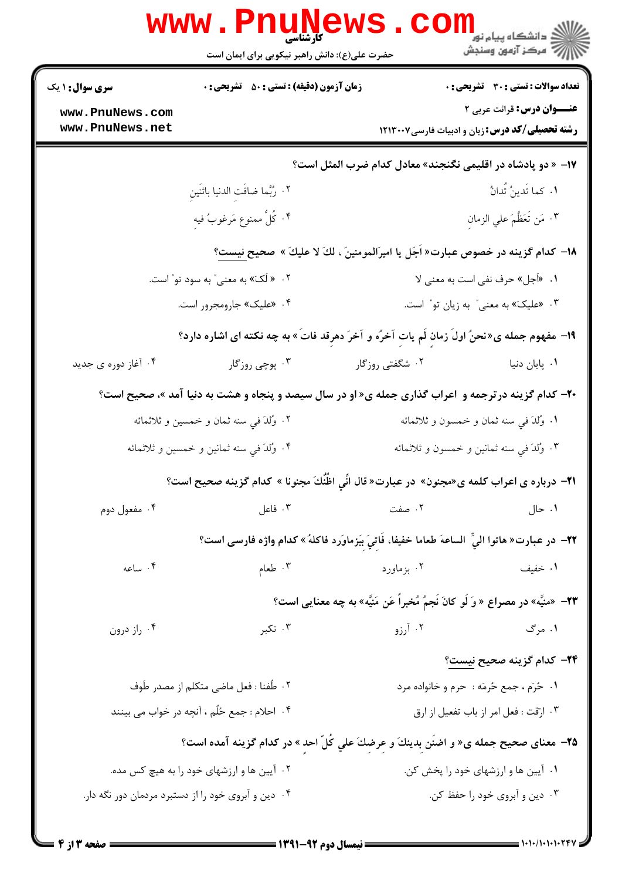۱۷- « دو پادشاه در اقلیمی نگنجند» معادل کدام ضرب المثل است؟

۱. کما تَدینُ تُدانُ

۲. رُبَّما ضاقَتِ الدنیا باثنَینِ

۳. مَن تَعَظَّمَ علي الزمانِ

۴. کُلُّ ممنوعٍ مَرغوبٌ فیهِ

۱۸- کدام گزینه در خصوص عبارت« اَجَل یا امیرَالمومنینَ ، لكَ لا علیكَ » صحیح نیست؟

۱. «اَجل» حرف نفی است به معنی لا

۲. « لَكَ» به معنی" به سود تو" است.

۳. «علیكَ» به معنی" به زیان تو" است.

۴. «علیک» جارومجرور است.

۱۹- مفهوم جمله ی«نحنُ اولَ زمانٍ لَم یاتِ آخرُه و آخرَ دهرٍقد فاتَ» به چه نکته ای اشاره دارد؟

۱. پایان دنیا

۲. شگفتی روزگار

۳. پوچی روزگار

۴. آغاز دوره ی جدید

۲۰- کدام گزینه درترجمه و اعراب گذاری جمله ی« او در سال سیصد و پنجاه و هشت به دنیا آمد »، صحیح است؟

۱. وُلِدَ في سنه ثمان و خمسون و ثلاثمائه

۲. وُلِدَ في سنه ثمان و خمسین و ثلاثمائه

۳. وُلِدَ في سنه ثمانین و خمسون و ثلاثمائه

۴. وُلِدَ في سنه ثمانین و خمسین و ثلاثمائه

۲۱- درباره ی اعراب کلمه ی«مجنون» در عبارت« قال انِّي اظُنُّكَ مجنونا » کدام گزینه صحیح است؟

۱. حال

۲. صفت

۳. فاعل

۴. مفعول دوم

۲۲- در عبارت« هاتوا اليَّ الساعةَ طعاما خفیفا، فَاتيَ بِبَزماوَرد فاكلهُ » کدام واژه فارسی است؟

۱. خفیف

۲. بزماورد

۳. طعام

۴. ساعه

۲۳- «مَنِیَّه» در مصراع « وَ لَو کانَ نَجمٌ مُخبراً عَن مَنِیَّه» به چه معنایی است؟

۱. مرگ

۲. آرزو

۳. تکبر

۴. راز درون

۲۴- کدام گزینه صحیح نیست؟

۱. حُرَم ، جمع حُرمَه : حرم و خانواده مرد

۲. طُفنا : فعل ماضی متکلم از مصدر طَوف

۳. ارْقت : فعل امر از باب تفعیل از ارق

۴. احلام : جمع حُلُم ، آنچه در خواب می بینند

۲۵- معنای صحیح جمله ی« و اضنَن بدینكَ و عرضِكَ علي كُلِّ احدٍ » در کدام گزینه آمده است؟

۱. آیین ها و ارزشهای خود را پخش کن.

۲. آیین ها و ارزشهای خود را به هیچ کس مده.

۳. دین و آبروی خود را حفظ کن.

۴. دین و آبروی خود را از دستبرد مردمان دور نگه دار.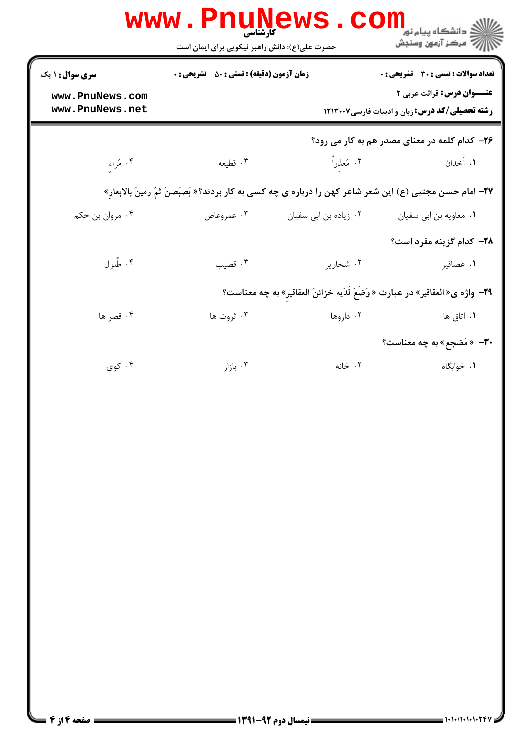۲۶- کدام کلمه در معنای مصدر هم به کار می رود؟

۱. اَخدان
۲. مُعذِراً
۳. قطیعه
۴. مُراءٍ

۲۷- امام حسن مجتبی (ع) این شعر شاعر کهن را درباره ی چه کسی به کار بردند؟« بَصبَصنَ ثمّ رمینَ بالابعارِ»

۱. معاویه بن ابی سفیان
۲. زیاده بن ابی سفیان
۳. عمروعاص
۴. مروان بن حکم

۲۸- کدام گزینه مفرد است؟

۱. عصافیر
۲. شحاریر
۳. قضیب
۴. طُلول

۲۹- واژه ی« العقاقیر» در عبارت «وَضَعَ لَدَیه خزائنَ العقاقیرِ» به چه معناست؟

۱. اتاق ها
۲. داروها
۳. ثروت ها
۴. قصر ها

۳۰- « مَضجع» به چه معناست؟

۱. خوابگاه
۲. خانه
۳. بازار
۴. کوی